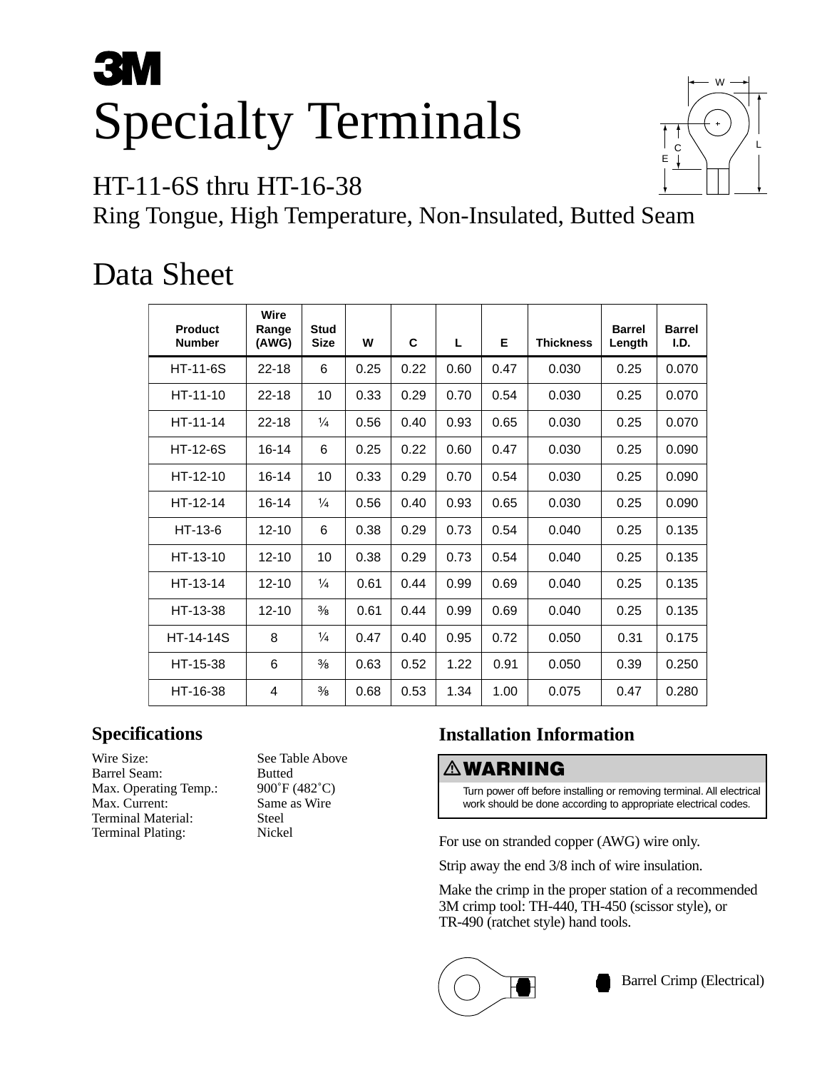# 3M

# Specialty Terminals

## HT-11-6S thru HT-16-38

Ring Tongue, High Temperature, Non-Insulated, Butted Seam

# Data Sheet

| Product Number | Wire Range (AWG) | Stud Size | W | C | L | E | Thickness | Barrel Length | Barrel I.D. |
|---|---|---|---|---|---|---|---|---|---|
| HT-11-6S | 22-18 | 6 | 0.25 | 0.22 | 0.60 | 0.47 | 0.030 | 0.25 | 0.070 |
| HT-11-10 | 22-18 | 10 | 0.33 | 0.29 | 0.70 | 0.54 | 0.030 | 0.25 | 0.070 |
| HT-11-14 | 22-18 | ¼ | 0.56 | 0.40 | 0.93 | 0.65 | 0.030 | 0.25 | 0.070 |
| HT-12-6S | 16-14 | 6 | 0.25 | 0.22 | 0.60 | 0.47 | 0.030 | 0.25 | 0.090 |
| HT-12-10 | 16-14 | 10 | 0.33 | 0.29 | 0.70 | 0.54 | 0.030 | 0.25 | 0.090 |
| HT-12-14 | 16-14 | ¼ | 0.56 | 0.40 | 0.93 | 0.65 | 0.030 | 0.25 | 0.090 |
| HT-13-6 | 12-10 | 6 | 0.38 | 0.29 | 0.73 | 0.54 | 0.040 | 0.25 | 0.135 |
| HT-13-10 | 12-10 | 10 | 0.38 | 0.29 | 0.73 | 0.54 | 0.040 | 0.25 | 0.135 |
| HT-13-14 | 12-10 | ¼ | 0.61 | 0.44 | 0.99 | 0.69 | 0.040 | 0.25 | 0.135 |
| HT-13-38 | 12-10 | ⅜ | 0.61 | 0.44 | 0.99 | 0.69 | 0.040 | 0.25 | 0.135 |
| HT-14-14S | 8 | ¼ | 0.47 | 0.40 | 0.95 | 0.72 | 0.050 | 0.31 | 0.175 |
| HT-15-38 | 6 | ⅜ | 0.63 | 0.52 | 1.22 | 0.91 | 0.050 | 0.39 | 0.250 |
| HT-16-38 | 4 | ⅜ | 0.68 | 0.53 | 1.34 | 1.00 | 0.075 | 0.47 | 0.280 |

## Specifications

| | |
|---|---|
| Wire Size: | See Table Above |
| Barrel Seam: | Butted |
| Max. Operating Temp.: | 900˚F (482˚C) |
| Max. Current: | Same as Wire |
| Terminal Material: | Steel |
| Terminal Plating: | Nickel |

## Installation Information

**⚠ WARNING**

Turn power off before installing or removing terminal. All electrical work should be done according to appropriate electrical codes.

For use on stranded copper (AWG) wire only.

Strip away the end 3/8 inch of wire insulation.

Make the crimp in the proper station of a recommended 3M crimp tool: TH-440, TH-450 (scissor style), or TR-490 (ratchet style) hand tools.

Barrel Crimp (Electrical)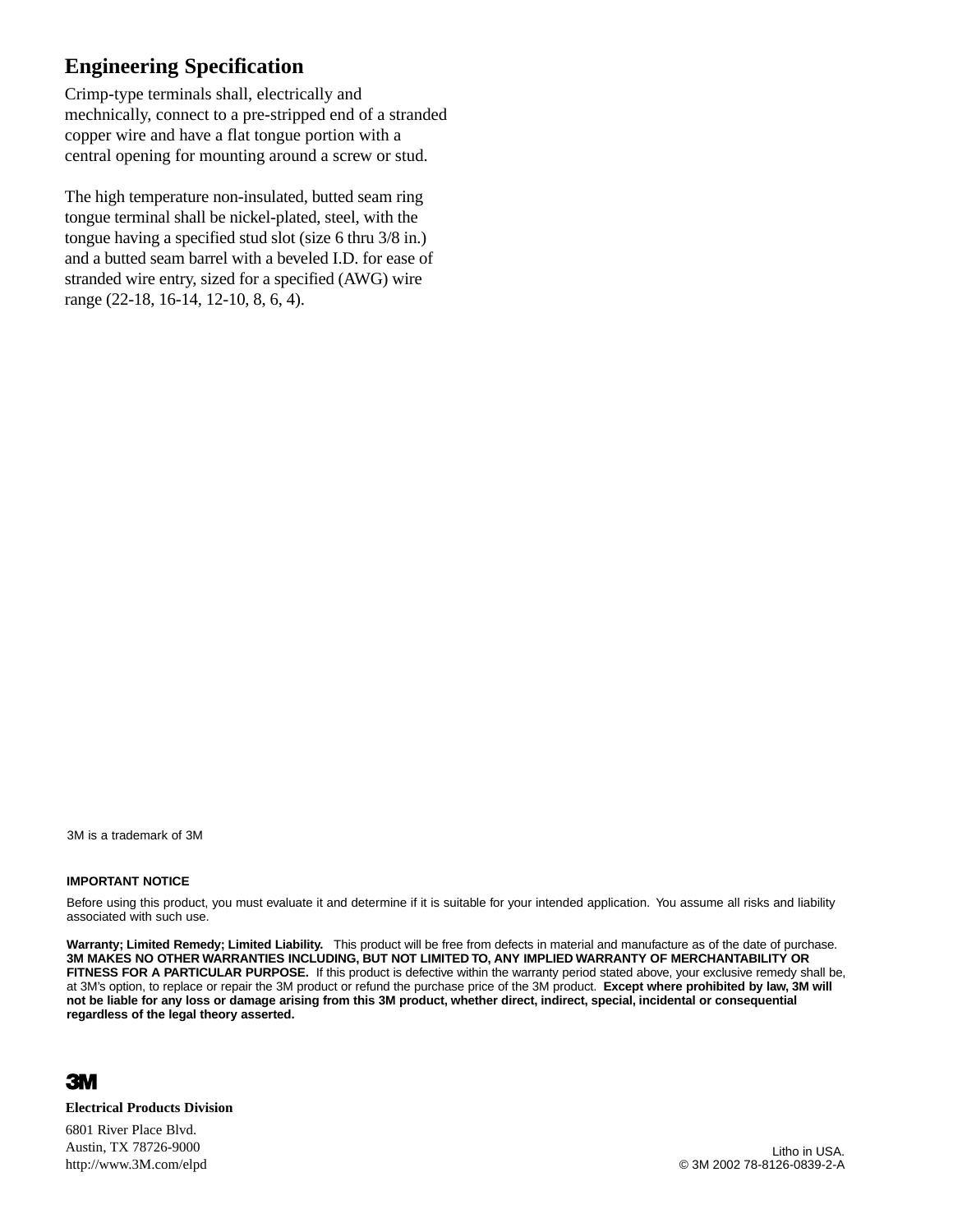## Engineering Specification

Crimp-type terminals shall, electrically and mechnically, connect to a pre-stripped end of a stranded copper wire and have a flat tongue portion with a central opening for mounting around a screw or stud.

The high temperature non-insulated, butted seam ring tongue terminal shall be nickel-plated, steel, with the tongue having a specified stud slot (size 6 thru 3/8 in.) and a butted seam barrel with a beveled I.D. for ease of stranded wire entry, sized for a specified (AWG) wire range (22-18, 16-14, 12-10, 8, 6, 4).

3M is a trademark of 3M

**IMPORTANT NOTICE**

Before using this product, you must evaluate it and determine if it is suitable for your intended application. You assume all risks and liability associated with such use.

**Warranty; Limited Remedy; Limited Liability.** This product will be free from defects in material and manufacture as of the date of purchase. **3M MAKES NO OTHER WARRANTIES INCLUDING, BUT NOT LIMITED TO, ANY IMPLIED WARRANTY OF MERCHANTABILITY OR FITNESS FOR A PARTICULAR PURPOSE.** If this product is defective within the warranty period stated above, your exclusive remedy shall be, at 3M's option, to replace or repair the 3M product or refund the purchase price of the 3M product. **Except where prohibited by law, 3M will not be liable for any loss or damage arising from this 3M product, whether direct, indirect, special, incidental or consequential regardless of the legal theory asserted.**

**3M**

**Electrical Products Division**

6801 River Place Blvd.
Austin, TX 78726-9000
http://www.3M.com/elpd

Litho in USA.
© 3M 2002 78-8126-0839-2-A